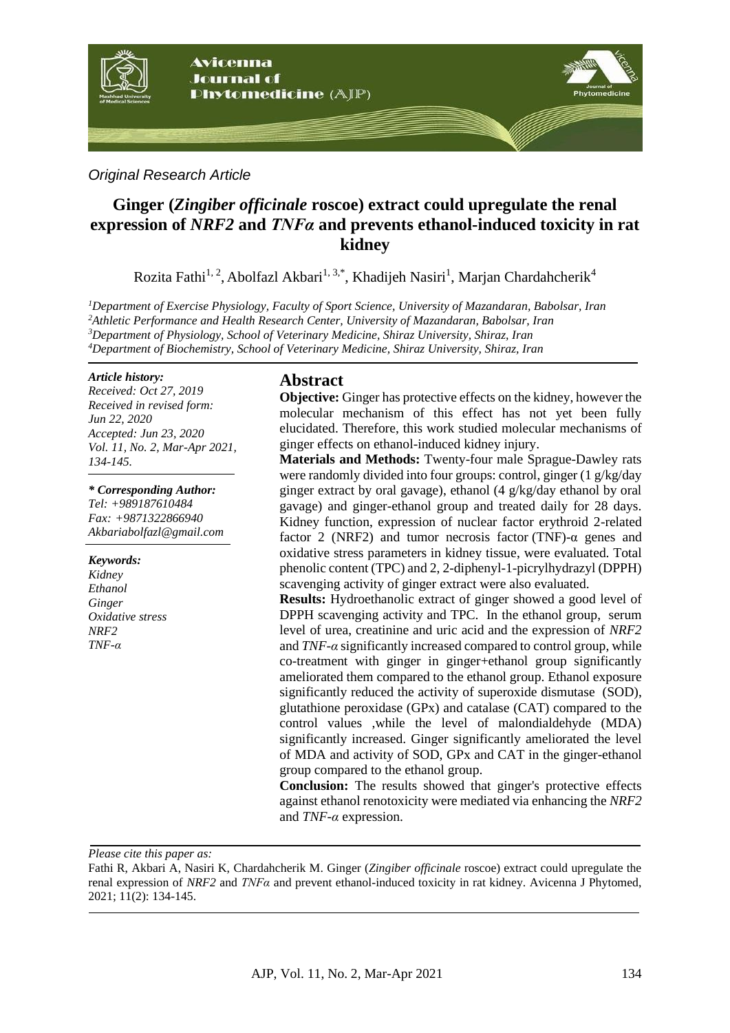*Original Research Article*

# Ginger (*Zingiber officinale* roscoe) extract could upregulate the renal expression of *NRF2* and *TNFα* and prevents ethanol-induced toxicity in rat kidney

Rozita Fathi[1, 2], Abolfazl Akbari[1, 3,*], Khadijeh Nasiri[1], Marjan Chardahcherik[4]

[1]*Department of Exercise Physiology, Faculty of Sport Science, University of Mazandaran, Babolsar, Iran*
[2]*Athletic Performance and Health Research Center, University of Mazandaran, Babolsar, Iran*
[3]*Department of Physiology, School of Veterinary Medicine, Shiraz University, Shiraz, Iran*
[4]*Department of Biochemistry, School of Veterinary Medicine, Shiraz University, Shiraz, Iran*

***Article history:***
*Received: Oct 27, 2019*
*Received in revised form: Jun 22, 2020*
*Accepted: Jun 23, 2020*
*Vol. 11, No. 2, Mar-Apr 2021, 134-145.*

***\* Corresponding Author:***
*Tel: +989187610484*
*Fax: +9871322866940*
*Akbariabolfazl@gmail.com*

***Keywords:***
*Kidney*
*Ethanol*
*Ginger*
*Oxidative stress*
*NRF2*
*TNF-α*

## Abstract

**Objective:** Ginger has protective effects on the kidney, however the molecular mechanism of this effect has not yet been fully elucidated. Therefore, this work studied molecular mechanisms of ginger effects on ethanol-induced kidney injury.

**Materials and Methods:** Twenty-four male Sprague-Dawley rats were randomly divided into four groups: control, ginger (1 g/kg/day ginger extract by oral gavage), ethanol (4 g/kg/day ethanol by oral gavage) and ginger-ethanol group and treated daily for 28 days. Kidney function, expression of nuclear factor erythroid 2-related factor 2 (NRF2) and tumor necrosis factor (TNF)-α genes and oxidative stress parameters in kidney tissue, were evaluated. Total phenolic content (TPC) and 2, 2-diphenyl-1-picrylhydrazyl (DPPH) scavenging activity of ginger extract were also evaluated.

**Results:** Hydroethanolic extract of ginger showed a good level of DPPH scavenging activity and TPC. In the ethanol group, serum level of urea, creatinine and uric acid and the expression of *NRF2* and *TNF-α* significantly increased compared to control group, while co-treatment with ginger in ginger+ethanol group significantly ameliorated them compared to the ethanol group. Ethanol exposure significantly reduced the activity of superoxide dismutase (SOD), glutathione peroxidase (GPx) and catalase (CAT) compared to the control values ,while the level of malondialdehyde (MDA) significantly increased. Ginger significantly ameliorated the level of MDA and activity of SOD, GPx and CAT in the ginger-ethanol group compared to the ethanol group.

**Conclusion:** The results showed that ginger's protective effects against ethanol renotoxicity were mediated via enhancing the *NRF2* and *TNF-α* expression.

*Please cite this paper as:*

Fathi R, Akbari A, Nasiri K, Chardahcherik M. Ginger (*Zingiber officinale* roscoe) extract could upregulate the renal expression of *NRF2* and *TNFα* and prevent ethanol-induced toxicity in rat kidney. Avicenna J Phytomed, 2021; 11(2): 134-145.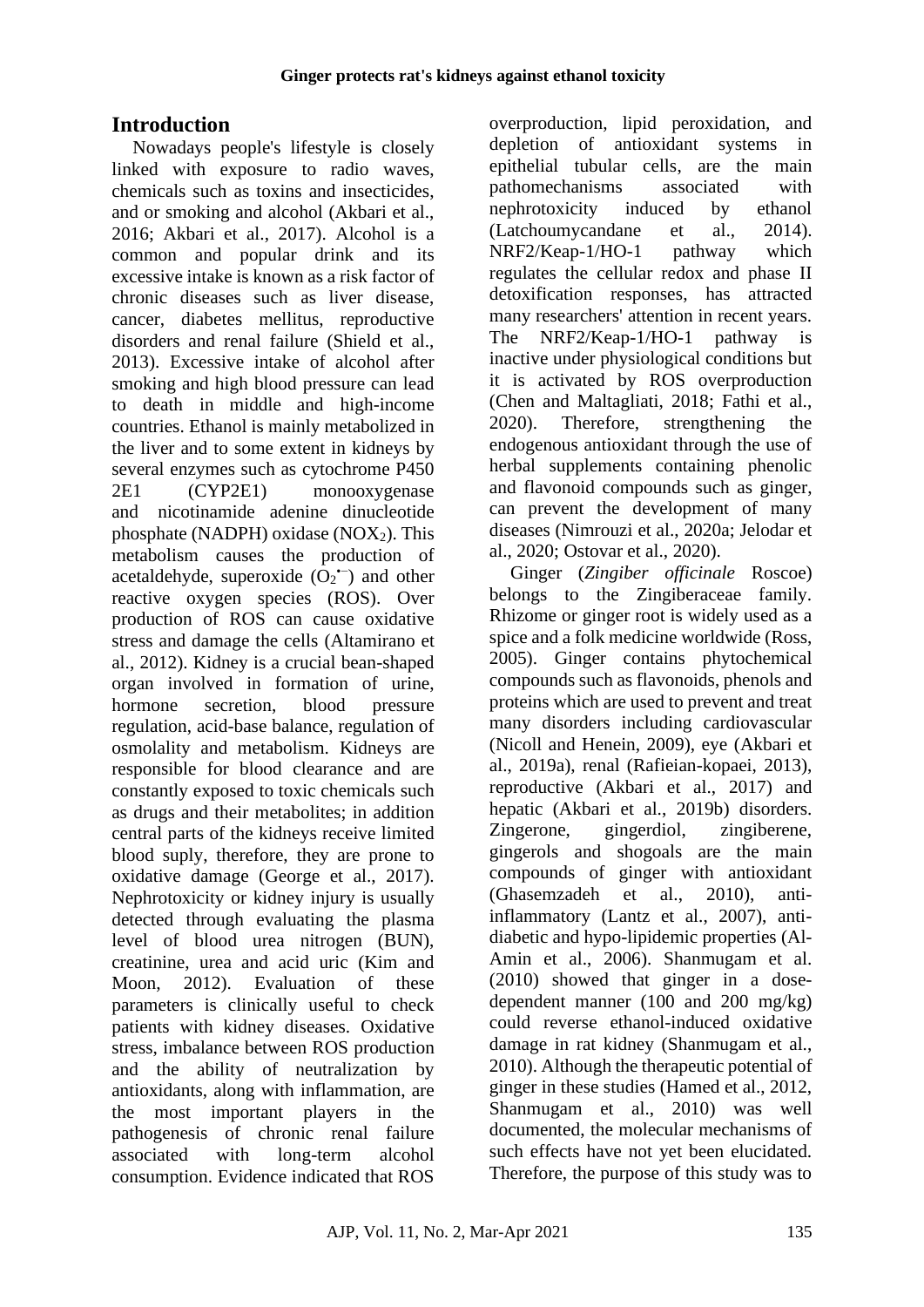## Introduction

Nowadays people's lifestyle is closely linked with exposure to radio waves, chemicals such as toxins and insecticides, and or smoking and alcohol (Akbari et al., 2016; Akbari et al., 2017). Alcohol is a common and popular drink and its excessive intake is known as a risk factor of chronic diseases such as liver disease, cancer, diabetes mellitus, reproductive disorders and renal failure (Shield et al., 2013). Excessive intake of alcohol after smoking and high blood pressure can lead to death in middle and high-income countries. Ethanol is mainly metabolized in the liver and to some extent in kidneys by several enzymes such as cytochrome P450 2E1 (CYP2E1) monooxygenase and nicotinamide adenine dinucleotide phosphate (NADPH) oxidase ($NOX_2$). This metabolism causes the production of acetaldehyde, superoxide ($O_2^{\bullet-}$) and other reactive oxygen species (ROS). Over production of ROS can cause oxidative stress and damage the cells (Altamirano et al., 2012). Kidney is a crucial bean-shaped organ involved in formation of urine, hormone secretion, blood pressure regulation, acid-base balance, regulation of osmolality and metabolism. Kidneys are responsible for blood clearance and are constantly exposed to toxic chemicals such as drugs and their metabolites; in addition central parts of the kidneys receive limited blood suply, therefore, they are prone to oxidative damage (George et al., 2017). Nephrotoxicity or kidney injury is usually detected through evaluating the plasma level of blood urea nitrogen (BUN), creatinine, urea and acid uric (Kim and Moon, 2012). Evaluation of these parameters is clinically useful to check patients with kidney diseases. Oxidative stress, imbalance between ROS production and the ability of neutralization by antioxidants, along with inflammation, are the most important players in the pathogenesis of chronic renal failure associated with long-term alcohol consumption. Evidence indicated that ROS overproduction, lipid peroxidation, and depletion of antioxidant systems in epithelial tubular cells, are the main pathomechanisms associated with nephrotoxicity induced by ethanol (Latchoumycandane et al., 2014). NRF2/Keap-1/HO-1 pathway which regulates the cellular redox and phase II detoxification responses, has attracted many researchers' attention in recent years. The NRF2/Keap-1/HO-1 pathway is inactive under physiological conditions but it is activated by ROS overproduction (Chen and Maltagliati, 2018; Fathi et al., 2020). Therefore, strengthening the endogenous antioxidant through the use of herbal supplements containing phenolic and flavonoid compounds such as ginger, can prevent the development of many diseases (Nimrouzi et al., 2020a; Jelodar et al., 2020; Ostovar et al., 2020).

Ginger (*Zingiber officinale* Roscoe) belongs to the Zingiberaceae family. Rhizome or ginger root is widely used as a spice and a folk medicine worldwide (Ross, 2005). Ginger contains phytochemical compounds such as flavonoids, phenols and proteins which are used to prevent and treat many disorders including cardiovascular (Nicoll and Henein, 2009), eye (Akbari et al., 2019a), renal (Rafieian-kopaei, 2013), reproductive (Akbari et al., 2017) and hepatic (Akbari et al., 2019b) disorders. Zingerone, gingerdiol, zingiberene, gingerols and shogoals are the main compounds of ginger with antioxidant (Ghasemzadeh et al., 2010), anti-inflammatory (Lantz et al., 2007), anti-diabetic and hypo-lipidemic properties (Al-Amin et al., 2006). Shanmugam et al. (2010) showed that ginger in a dose-dependent manner (100 and 200 mg/kg) could reverse ethanol-induced oxidative damage in rat kidney (Shanmugam et al., 2010). Although the therapeutic potential of ginger in these studies (Hamed et al., 2012, Shanmugam et al., 2010) was well documented, the molecular mechanisms of such effects have not yet been elucidated. Therefore, the purpose of this study was to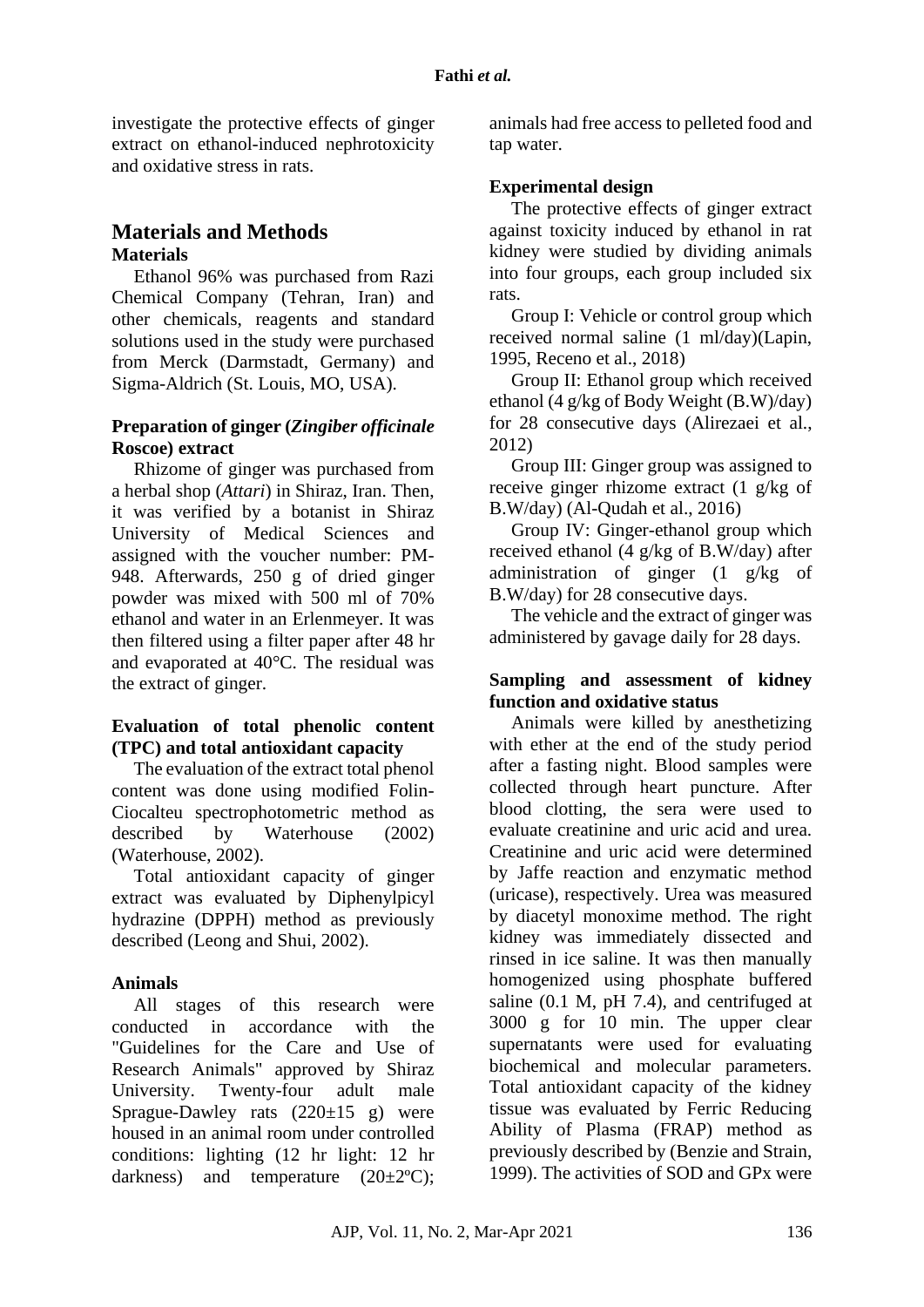investigate the protective effects of ginger extract on ethanol-induced nephrotoxicity and oxidative stress in rats.

## Materials and Methods

### Materials

Ethanol 96% was purchased from Razi Chemical Company (Tehran, Iran) and other chemicals, reagents and standard solutions used in the study were purchased from Merck (Darmstadt, Germany) and Sigma-Aldrich (St. Louis, MO, USA).

### Preparation of ginger (*Zingiber officinale* Roscoe) extract

Rhizome of ginger was purchased from a herbal shop (*Attari*) in Shiraz, Iran. Then, it was verified by a botanist in Shiraz University of Medical Sciences and assigned with the voucher number: PM-948. Afterwards, 250 g of dried ginger powder was mixed with 500 ml of 70% ethanol and water in an Erlenmeyer. It was then filtered using a filter paper after 48 hr and evaporated at 40°C. The residual was the extract of ginger.

### Evaluation of total phenolic content (TPC) and total antioxidant capacity

The evaluation of the extract total phenol content was done using modified Folin-Ciocalteu spectrophotometric method as described by Waterhouse (2002) (Waterhouse, 2002).

Total antioxidant capacity of ginger extract was evaluated by Diphenylpicyl hydrazine (DPPH) method as previously described (Leong and Shui, 2002).

### Animals

All stages of this research were conducted in accordance with the "Guidelines for the Care and Use of Research Animals" approved by Shiraz University. Twenty-four adult male Sprague-Dawley rats (220±15 g) were housed in an animal room under controlled conditions: lighting (12 hr light: 12 hr darkness) and temperature (20±2ºC); animals had free access to pelleted food and tap water.

### Experimental design

The protective effects of ginger extract against toxicity induced by ethanol in rat kidney were studied by dividing animals into four groups, each group included six rats.

Group I: Vehicle or control group which received normal saline (1 ml/day)(Lapin, 1995, Receno et al., 2018)

Group II: Ethanol group which received ethanol (4 g/kg of Body Weight (B.W)/day) for 28 consecutive days (Alirezaei et al., 2012)

Group III: Ginger group was assigned to receive ginger rhizome extract (1 g/kg of B.W/day) (Al-Qudah et al., 2016)

Group IV: Ginger-ethanol group which received ethanol (4 g/kg of B.W/day) after administration of ginger (1 g/kg of B.W/day) for 28 consecutive days.

The vehicle and the extract of ginger was administered by gavage daily for 28 days.

### Sampling and assessment of kidney function and oxidative status

Animals were killed by anesthetizing with ether at the end of the study period after a fasting night. Blood samples were collected through heart puncture. After blood clotting, the sera were used to evaluate creatinine and uric acid and urea. Creatinine and uric acid were determined by Jaffe reaction and enzymatic method (uricase), respectively. Urea was measured by diacetyl monoxime method. The right kidney was immediately dissected and rinsed in ice saline. It was then manually homogenized using phosphate buffered saline (0.1 M, pH 7.4), and centrifuged at 3000 g for 10 min. The upper clear supernatants were used for evaluating biochemical and molecular parameters. Total antioxidant capacity of the kidney tissue was evaluated by Ferric Reducing Ability of Plasma (FRAP) method as previously described by (Benzie and Strain, 1999). The activities of SOD and GPx were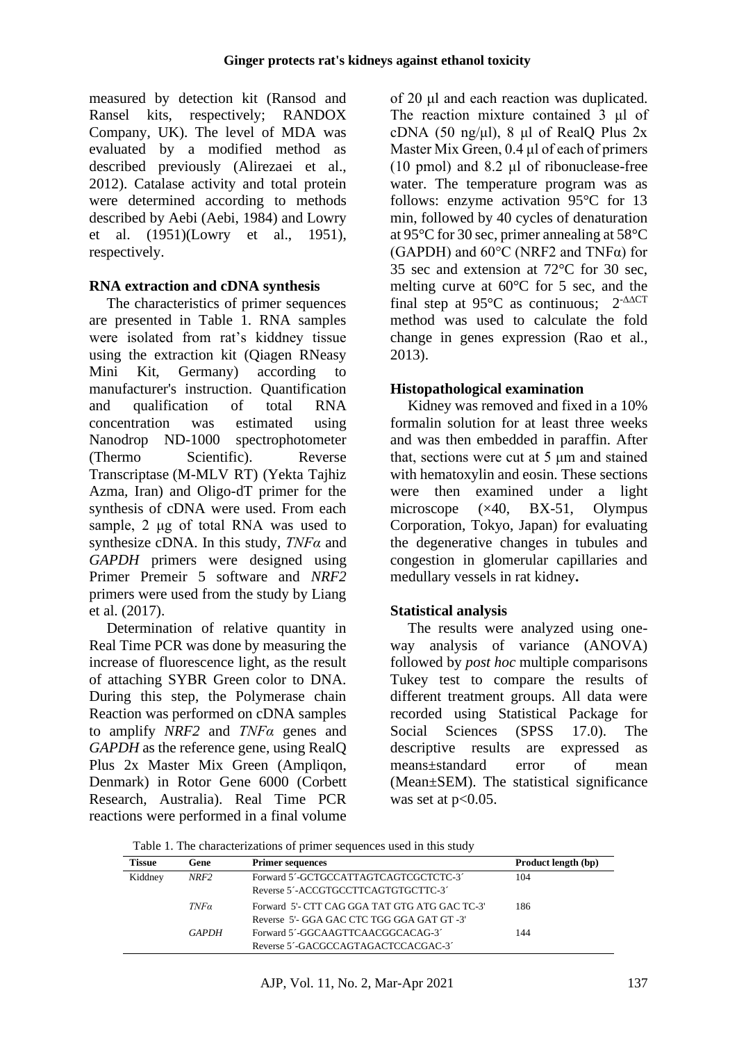measured by detection kit (Ransod and Ransel kits, respectively; RANDOX Company, UK). The level of MDA was evaluated by a modified method as described previously (Alirezaei et al., 2012). Catalase activity and total protein were determined according to methods described by Aebi (Aebi, 1984) and Lowry et al. (1951)(Lowry et al., 1951), respectively.

### RNA extraction and cDNA synthesis

The characteristics of primer sequences are presented in Table 1. RNA samples were isolated from rat's kiddney tissue using the extraction kit (Qiagen RNeasy Mini Kit, Germany) according to manufacturer's instruction. Quantification and qualification of total RNA concentration was estimated using Nanodrop ND-1000 spectrophotometer (Thermo Scientific). Reverse Transcriptase (M-MLV RT) (Yekta Tajhiz Azma, Iran) and Oligo-dT primer for the synthesis of cDNA were used. From each sample, 2 μg of total RNA was used to synthesize cDNA. In this study, *TNFα* and *GAPDH* primers were designed using Primer Premeir 5 software and *NRF2* primers were used from the study by Liang et al. (2017).

Determination of relative quantity in Real Time PCR was done by measuring the increase of fluorescence light, as the result of attaching SYBR Green color to DNA. During this step, the Polymerase chain Reaction was performed on cDNA samples to amplify *NRF2* and *TNFα* genes and *GAPDH* as the reference gene, using RealQ Plus 2x Master Mix Green (Ampliqon, Denmark) in Rotor Gene 6000 (Corbett Research, Australia). Real Time PCR reactions were performed in a final volume of 20 μl and each reaction was duplicated. The reaction mixture contained 3 μl of cDNA (50 ng/μl), 8 μl of RealQ Plus 2x Master Mix Green, 0.4 μl of each of primers (10 pmol) and 8.2 μl of ribonuclease-free water. The temperature program was as follows: enzyme activation 95°C for 13 min, followed by 40 cycles of denaturation at 95°C for 30 sec, primer annealing at 58°C (GAPDH) and 60°C (NRF2 and TNFα) for 35 sec and extension at 72°C for 30 sec, melting curve at 60°C for 5 sec, and the final step at 95°C as continuous; $2^{-\Delta\Delta CT}$ method was used to calculate the fold change in genes expression (Rao et al., 2013).

### Histopathological examination

Kidney was removed and fixed in a 10% formalin solution for at least three weeks and was then embedded in paraffin. After that, sections were cut at 5 μm and stained with hematoxylin and eosin. These sections were then examined under a light microscope (×40, BX-51, Olympus Corporation, Tokyo, Japan) for evaluating the degenerative changes in tubules and congestion in glomerular capillaries and medullary vessels in rat kidney**.**

### Statistical analysis

The results were analyzed using one-way analysis of variance (ANOVA) followed by *post hoc* multiple comparisons Tukey test to compare the results of different treatment groups. All data were recorded using Statistical Package for Social Sciences (SPSS 17.0). The descriptive results are expressed as means±standard error of mean (Mean±SEM). The statistical significance was set at $p<0.05$.

Table 1. The characterizations of primer sequences used in this study

| Tissue | Gene | Primer sequences | Product length (bp) |
|---|---|---|---|
| Kiddney | *NRF2* | Forward 5´-GCTGCCATTAGTCAGTCGCTCTC-3´<br>Reverse 5´-ACCGTGCCTTCAGTGTGCTTC-3´ | 104 |
| | *TNFα* | Forward 5'- CTT CAG GGA TAT GTG ATG GAC TC-3'<br>Reverse 5'- GGA GAC CTC TGG GGA GAT GT -3' | 186 |
| | *GAPDH* | Forward 5´-GGCAAGTTCAACGGCACAG-3´<br>Reverse 5´-GACGCCAGTAGACTCCACGAC-3´ | 144 |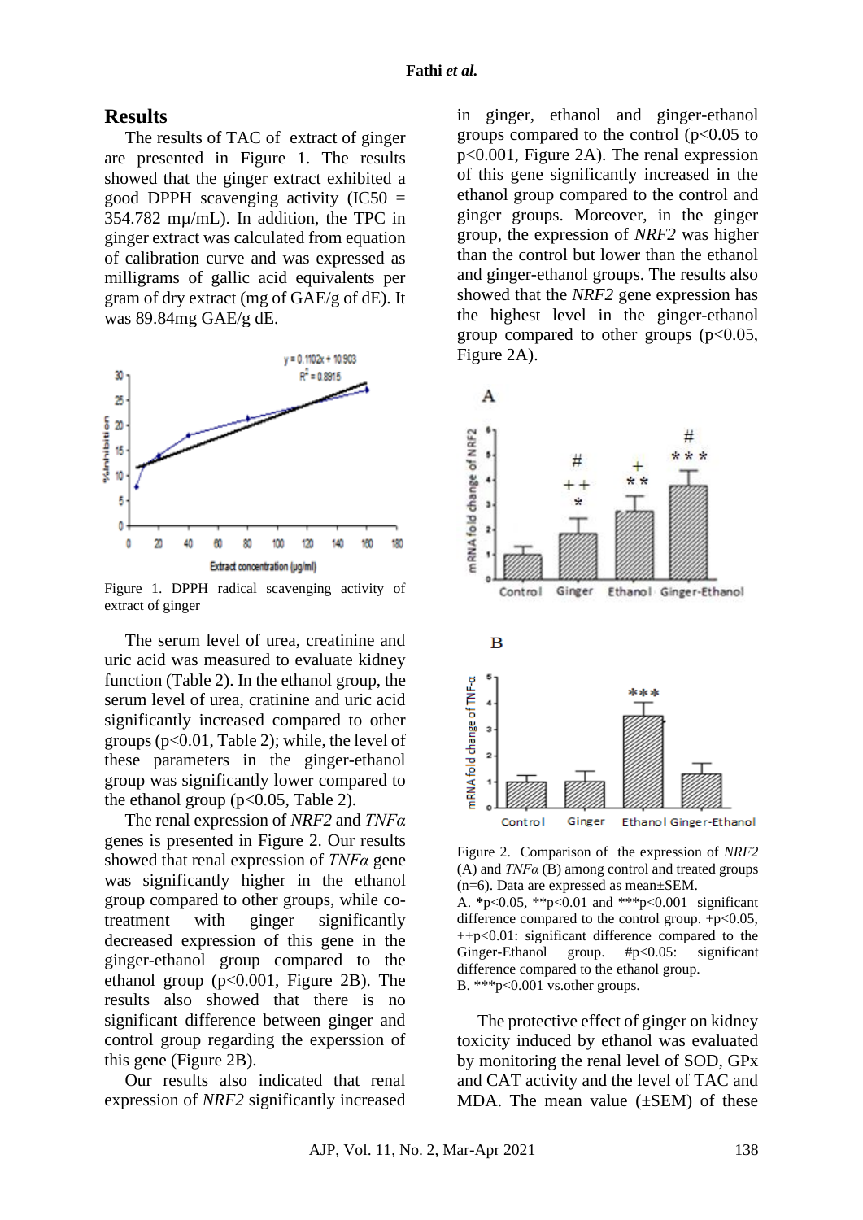## Results

The results of TAC of extract of ginger are presented in Figure 1. The results showed that the ginger extract exhibited a good DPPH scavenging activity (IC50 = 354.782 mµ/mL). In addition, the TPC in ginger extract was calculated from equation of calibration curve and was expressed as milligrams of gallic acid equivalents per gram of dry extract (mg of GAE/g of dE). It was 89.84mg GAE/g dE.

Figure 1. DPPH radical scavenging activity of extract of ginger

The serum level of urea, creatinine and uric acid was measured to evaluate kidney function (Table 2). In the ethanol group, the serum level of urea, cratinine and uric acid significantly increased compared to other groups ($p<0.01$, Table 2); while, the level of these parameters in the ginger-ethanol group was significantly lower compared to the ethanol group ($p<0.05$, Table 2).

The renal expression of *NRF2* and *TNFα* genes is presented in Figure 2. Our results showed that renal expression of *TNFα* gene was significantly higher in the ethanol group compared to other groups, while co-treatment with ginger significantly decreased expression of this gene in the ginger-ethanol group compared to the ethanol group ($p<0.001$, Figure 2B). The results also showed that there is no significant difference between ginger and control group regarding the experssion of this gene (Figure 2B).

Our results also indicated that renal expression of *NRF2* significantly increased in ginger, ethanol and ginger-ethanol groups compared to the control ($p<0.05$ to $p<0.001$, Figure 2A). The renal expression of this gene significantly increased in the ethanol group compared to the control and ginger groups. Moreover, in the ginger group, the expression of *NRF2* was higher than the control but lower than the ethanol and ginger-ethanol groups. The results also showed that the *NRF2* gene expression has the highest level in the ginger-ethanol group compared to other groups ($p<0.05$, Figure 2A).

Figure 2. Comparison of the expression of *NRF2* (A) and *TNFα* (B) among control and treated groups (n=6). Data are expressed as mean±SEM.
A. *p<0.05, **p<0.01 and ***p<0.001 significant difference compared to the control group. +p<0.05, ++p<0.01: significant difference compared to the Ginger-Ethanol group. #p<0.05: significant difference compared to the ethanol group.
B. ***p<0.001 vs.other groups.

The protective effect of ginger on kidney toxicity induced by ethanol was evaluated by monitoring the renal level of SOD, GPx and CAT activity and the level of TAC and MDA. The mean value (±SEM) of these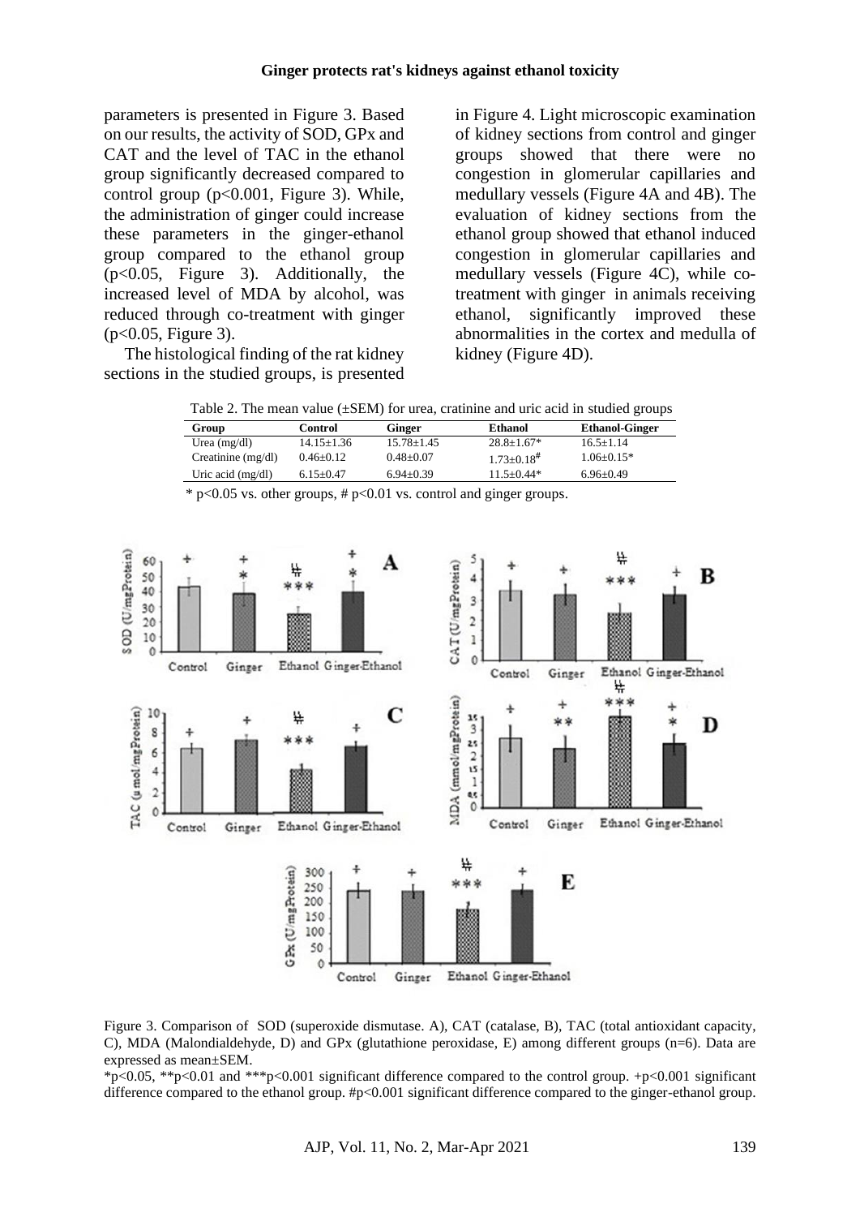parameters is presented in Figure 3. Based on our results, the activity of SOD, GPx and CAT and the level of TAC in the ethanol group significantly decreased compared to control group ($p<0.001$, Figure 3). While, the administration of ginger could increase these parameters in the ginger-ethanol group compared to the ethanol group ($p<0.05$, Figure 3). Additionally, the increased level of MDA by alcohol, was reduced through co-treatment with ginger ($p<0.05$, Figure 3).

The histological finding of the rat kidney sections in the studied groups, is presented in Figure 4. Light microscopic examination of kidney sections from control and ginger groups showed that there were no congestion in glomerular capillaries and medullary vessels (Figure 4A and 4B). The evaluation of kidney sections from the ethanol group showed that ethanol induced congestion in glomerular capillaries and medullary vessels (Figure 4C), while co-treatment with ginger in animals receiving ethanol, significantly improved these abnormalities in the cortex and medulla of kidney (Figure 4D).

Table 2. The mean value (±SEM) for urea, cratinine and uric acid in studied groups

| Group | Control | Ginger | Ethanol | Ethanol-Ginger |
|---|---|---|---|---|
| Urea (mg/dl) | 14.15±1.36 | 15.78±1.45 | 28.8±1.67* | 16.5±1.14 |
| Creatinine (mg/dl) | 0.46±0.12 | 0.48±0.07 | 1.73±0.18# | 1.06±0.15* |
| Uric acid (mg/dl) | 6.15±0.47 | 6.94±0.39 | 11.5±0.44* | 6.96±0.49 |

* $p<0.05$ vs. other groups, # $p<0.01$ vs. control and ginger groups.

Figure 3. Comparison of SOD (superoxide dismutase. A), CAT (catalase, B), TAC (total antioxidant capacity, C), MDA (Malondialdehyde, D) and GPx (glutathione peroxidase, E) among different groups (n=6). Data are expressed as mean±SEM.

*$p<0.05$, **$p<0.01$ and ***$p<0.001$ significant difference compared to the control group. +$p<0.001$ significant difference compared to the ethanol group. #$p<0.001$ significant difference compared to the ginger-ethanol group.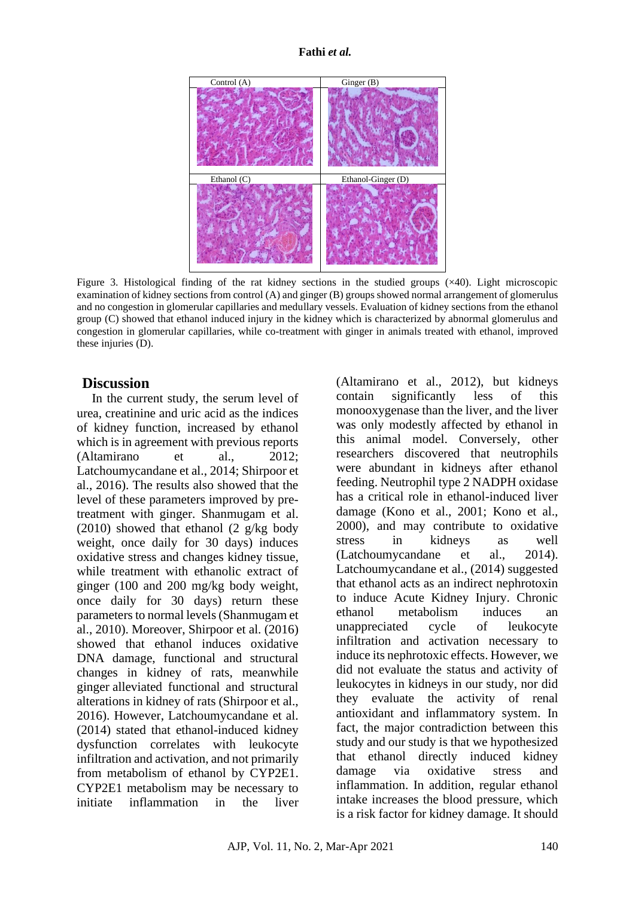Figure 3. Histological finding of the rat kidney sections in the studied groups (×40). Light microscopic examination of kidney sections from control (A) and ginger (B) groups showed normal arrangement of glomerulus and no congestion in glomerular capillaries and medullary vessels. Evaluation of kidney sections from the ethanol group (C) showed that ethanol induced injury in the kidney which is characterized by abnormal glomerulus and congestion in glomerular capillaries, while co-treatment with ginger in animals treated with ethanol, improved these injuries (D).

## Discussion

In the current study, the serum level of urea, creatinine and uric acid as the indices of kidney function, increased by ethanol which is in agreement with previous reports (Altamirano et al., 2012; Latchoumycandane et al., 2014; Shirpoor et al., 2016). The results also showed that the level of these parameters improved by pre-treatment with ginger. Shanmugam et al. (2010) showed that ethanol (2 g/kg body weight, once daily for 30 days) induces oxidative stress and changes kidney tissue, while treatment with ethanolic extract of ginger (100 and 200 mg/kg body weight, once daily for 30 days) return these parameters to normal levels (Shanmugam et al., 2010). Moreover, Shirpoor et al. (2016) showed that ethanol induces oxidative DNA damage, functional and structural changes in kidney of rats, meanwhile ginger alleviated functional and structural alterations in kidney of rats (Shirpoor et al., 2016). However, Latchoumycandane et al. (2014) stated that ethanol-induced kidney dysfunction correlates with leukocyte infiltration and activation, and not primarily from metabolism of ethanol by CYP2E1. CYP2E1 metabolism may be necessary to initiate inflammation in the liver (Altamirano et al., 2012), but kidneys contain significantly less of this monooxygenase than the liver, and the liver was only modestly affected by ethanol in this animal model. Conversely, other researchers discovered that neutrophils were abundant in kidneys after ethanol feeding. Neutrophil type 2 NADPH oxidase has a critical role in ethanol-induced liver damage (Kono et al., 2001; Kono et al., 2000), and may contribute to oxidative stress in kidneys as well (Latchoumycandane et al., 2014). Latchoumycandane et al., (2014) suggested that ethanol acts as an indirect nephrotoxin to induce Acute Kidney Injury. Chronic ethanol metabolism induces an unappreciated cycle of leukocyte infiltration and activation necessary to induce its nephrotoxic effects. However, we did not evaluate the status and activity of leukocytes in kidneys in our study, nor did they evaluate the activity of renal antioxidant and inflammatory system. In fact, the major contradiction between this study and our study is that we hypothesized that ethanol directly induced kidney damage via oxidative stress and inflammation. In addition, regular ethanol intake increases the blood pressure, which is a risk factor for kidney damage. It should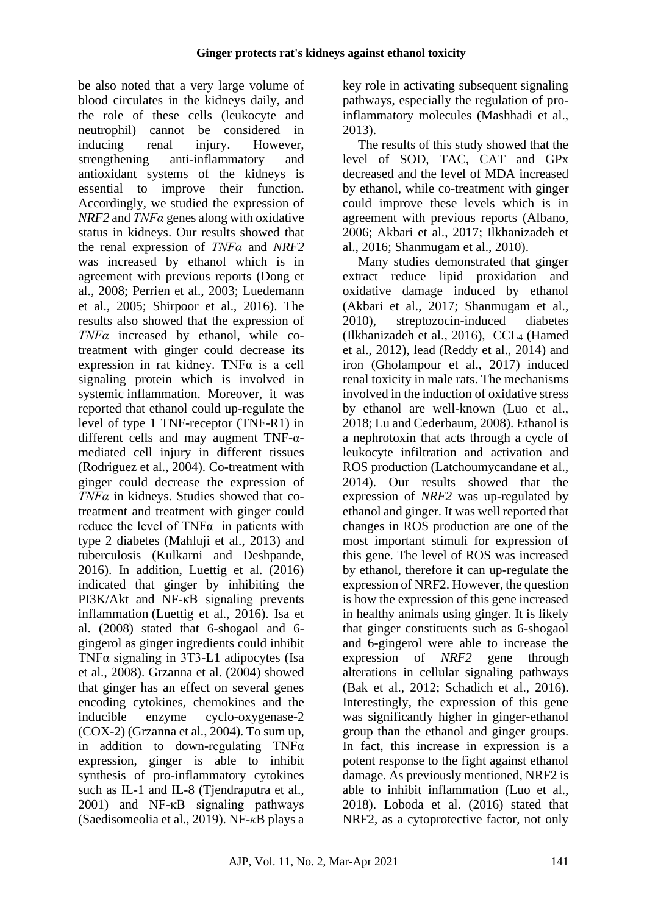be also noted that a very large volume of blood circulates in the kidneys daily, and the role of these cells (leukocyte and neutrophil) cannot be considered in inducing renal injury. However, strengthening anti-inflammatory and antioxidant systems of the kidneys is essential to improve their function. Accordingly, we studied the expression of *NRF2* and *TNFα* genes along with oxidative status in kidneys. Our results showed that the renal expression of *TNFα* and *NRF2* was increased by ethanol which is in agreement with previous reports (Dong et al., 2008; Perrien et al., 2003; Luedemann et al., 2005; Shirpoor et al., 2016). The results also showed that the expression of *TNFα* increased by ethanol, while co-treatment with ginger could decrease its expression in rat kidney. TNFα is a cell signaling protein which is involved in systemic inflammation. Moreover, it was reported that ethanol could up-regulate the level of type 1 TNF-receptor (TNF-R1) in different cells and may augment TNF-α-mediated cell injury in different tissues (Rodriguez et al., 2004). Co-treatment with ginger could decrease the expression of *TNFα* in kidneys. Studies showed that co-treatment and treatment with ginger could reduce the level of TNFα in patients with type 2 diabetes (Mahluji et al., 2013) and tuberculosis (Kulkarni and Deshpande, 2016). In addition, Luettig et al. (2016) indicated that ginger by inhibiting the PI3K/Akt and NF-κB signaling prevents inflammation (Luettig et al., 2016). Isa et al. (2008) stated that 6-shogaol and 6-gingerol as ginger ingredients could inhibit TNFα signaling in 3T3-L1 adipocytes (Isa et al., 2008). Grzanna et al. (2004) showed that ginger has an effect on several genes encoding cytokines, chemokines and the inducible enzyme cyclo-oxygenase-2 (COX-2) (Grzanna et al., 2004). To sum up, in addition to down-regulating TNFα expression, ginger is able to inhibit synthesis of pro-inflammatory cytokines such as IL-1 and IL-8 (Tjendraputra et al., 2001) and NF-κB signaling pathways (Saedisomeolia et al., 2019). NF-κB plays a key role in activating subsequent signaling pathways, especially the regulation of pro-inflammatory molecules (Mashhadi et al., 2013).

The results of this study showed that the level of SOD, TAC, CAT and GPx decreased and the level of MDA increased by ethanol, while co-treatment with ginger could improve these levels which is in agreement with previous reports (Albano, 2006; Akbari et al., 2017; Ilkhanizadeh et al., 2016; Shanmugam et al., 2010).

Many studies demonstrated that ginger extract reduce lipid proxidation and oxidative damage induced by ethanol (Akbari et al., 2017; Shanmugam et al., 2010), streptozocin-induced diabetes (Ilkhanizadeh et al., 2016), $CCL_4$ (Hamed et al., 2012), lead (Reddy et al., 2014) and iron (Gholampour et al., 2017) induced renal toxicity in male rats. The mechanisms involved in the induction of oxidative stress by ethanol are well-known (Luo et al., 2018; Lu and Cederbaum, 2008). Ethanol is a nephrotoxin that acts through a cycle of leukocyte infiltration and activation and ROS production (Latchoumycandane et al., 2014). Our results showed that the expression of *NRF2* was up-regulated by ethanol and ginger. It was well reported that changes in ROS production are one of the most important stimuli for expression of this gene. The level of ROS was increased by ethanol, therefore it can up-regulate the expression of NRF2. However, the question is how the expression of this gene increased in healthy animals using ginger. It is likely that ginger constituents such as 6-shogaol and 6-gingerol were able to increase the expression of *NRF2* gene through alterations in cellular signaling pathways (Bak et al., 2012; Schadich et al., 2016). Interestingly, the expression of this gene was significantly higher in ginger-ethanol group than the ethanol and ginger groups. In fact, this increase in expression is a potent response to the fight against ethanol damage. As previously mentioned, NRF2 is able to inhibit inflammation (Luo et al., 2018). Loboda et al. (2016) stated that NRF2, as a cytoprotective factor, not only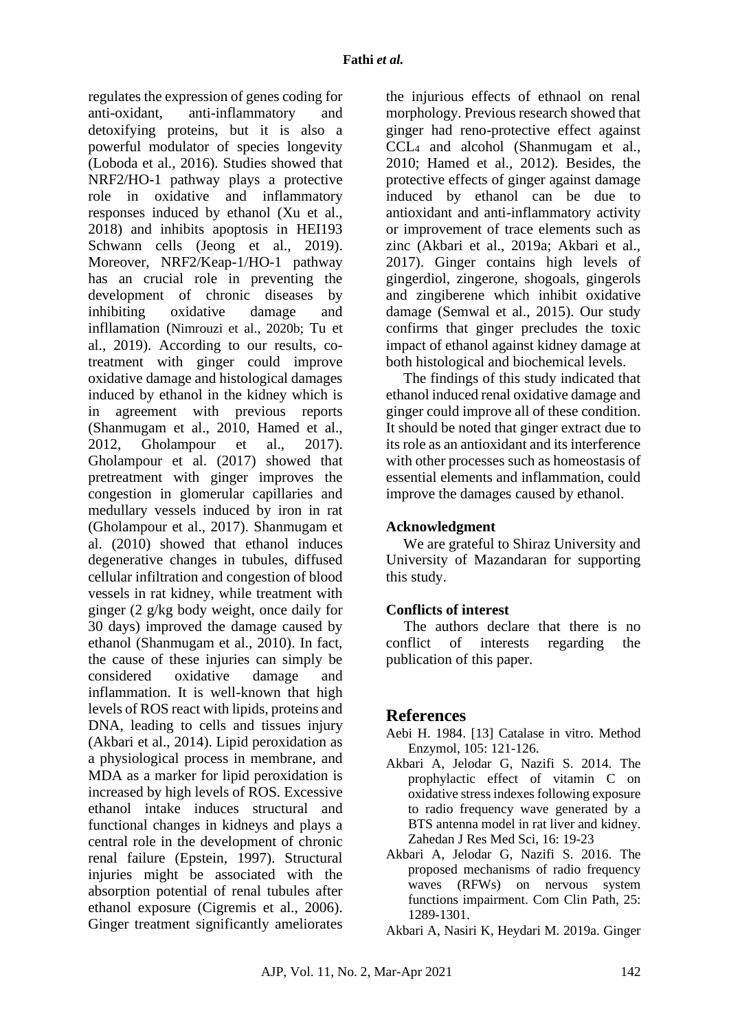regulates the expression of genes coding for anti-oxidant, anti-inflammatory and detoxifying proteins, but it is also a powerful modulator of species longevity (Loboda et al., 2016). Studies showed that NRF2/HO-1 pathway plays a protective role in oxidative and inflammatory responses induced by ethanol (Xu et al., 2018) and inhibits apoptosis in HEI193 Schwann cells (Jeong et al., 2019). Moreover, NRF2/Keap-1/HO-1 pathway has an crucial role in preventing the development of chronic diseases by inhibiting oxidative damage and infllamation (Nimrouzi et al., 2020b; Tu et al., 2019). According to our results, co-treatment with ginger could improve oxidative damage and histological damages induced by ethanol in the kidney which is in agreement with previous reports (Shanmugam et al., 2010, Hamed et al., 2012, Gholampour et al., 2017). Gholampour et al. (2017) showed that pretreatment with ginger improves the congestion in glomerular capillaries and medullary vessels induced by iron in rat (Gholampour et al., 2017). Shanmugam et al. (2010) showed that ethanol induces degenerative changes in tubules, diffused cellular infiltration and congestion of blood vessels in rat kidney, while treatment with ginger (2 g/kg body weight, once daily for 30 days) improved the damage caused by ethanol (Shanmugam et al., 2010). In fact, the cause of these injuries can simply be considered oxidative damage and inflammation. It is well-known that high levels of ROS react with lipids, proteins and DNA, leading to cells and tissues injury (Akbari et al., 2014). Lipid peroxidation as a physiological process in membrane, and MDA as a marker for lipid peroxidation is increased by high levels of ROS. Excessive ethanol intake induces structural and functional changes in kidneys and plays a central role in the development of chronic renal failure (Epstein, 1997). Structural injuries might be associated with the absorption potential of renal tubules after ethanol exposure (Cigremis et al., 2006). Ginger treatment significantly ameliorates the injurious effects of ethnaol on renal morphology. Previous research showed that ginger had reno-protective effect against $CCL_4$ and alcohol (Shanmugam et al., 2010; Hamed et al., 2012). Besides, the protective effects of ginger against damage induced by ethanol can be due to antioxidant and anti-inflammatory activity or improvement of trace elements such as zinc (Akbari et al., 2019a; Akbari et al., 2017). Ginger contains high levels of gingerdiol, zingerone, shogoals, gingerols and zingiberene which inhibit oxidative damage (Semwal et al., 2015). Our study confirms that ginger precludes the toxic impact of ethanol against kidney damage at both histological and biochemical levels.

The findings of this study indicated that ethanol induced renal oxidative damage and ginger could improve all of these condition. It should be noted that ginger extract due to its role as an antioxidant and its interference with other processes such as homeostasis of essential elements and inflammation, could improve the damages caused by ethanol.

### Acknowledgment

We are grateful to Shiraz University and University of Mazandaran for supporting this study.

### Conflicts of interest

The authors declare that there is no conflict of interests regarding the publication of this paper.

## References

Aebi H. 1984. [13] Catalase in vitro. Method Enzymol, 105: 121-126.

Akbari A, Jelodar G, Nazifi S. 2014. The prophylactic effect of vitamin C on oxidative stress indexes following exposure to radio frequency wave generated by a BTS antenna model in rat liver and kidney. Zahedan J Res Med Sci, 16: 19-23

Akbari A, Jelodar G, Nazifi S. 2016. The proposed mechanisms of radio frequency waves (RFWs) on nervous system functions impairment. Com Clin Path, 25: 1289-1301.

Akbari A, Nasiri K, Heydari M. 2019a. Ginger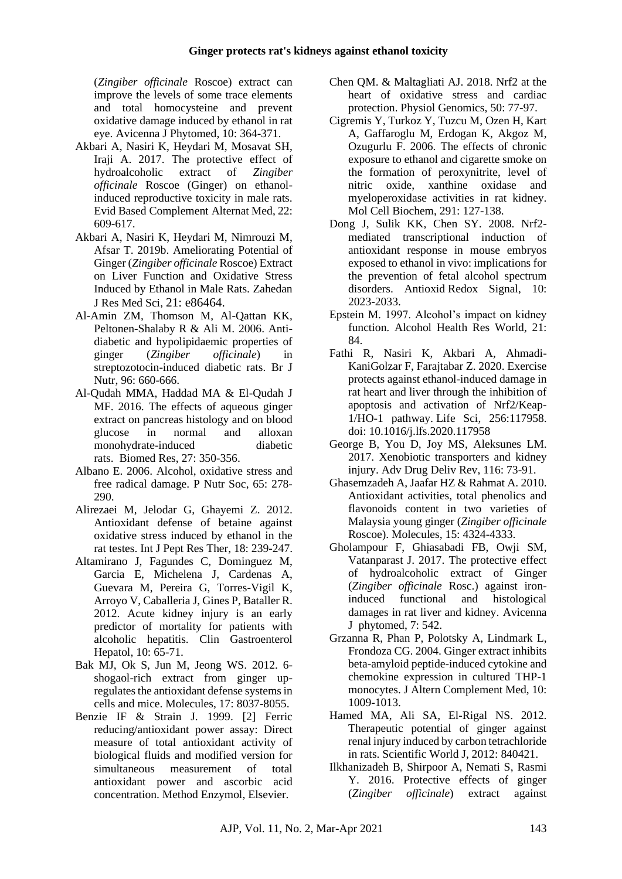(*Zingiber officinale* Roscoe) extract can improve the levels of some trace elements and total homocysteine and prevent oxidative damage induced by ethanol in rat eye. Avicenna J Phytomed, 10: 364-371.

Akbari A, Nasiri K, Heydari M, Mosavat SH, Iraji A. 2017. The protective effect of hydroalcoholic extract of *Zingiber officinale* Roscoe (Ginger) on ethanol-induced reproductive toxicity in male rats. Evid Based Complement Alternat Med, 22: 609-617.

Akbari A, Nasiri K, Heydari M, Nimrouzi M, Afsar T. 2019b. Ameliorating Potential of Ginger (*Zingiber officinale* Roscoe) Extract on Liver Function and Oxidative Stress Induced by Ethanol in Male Rats. Zahedan J Res Med Sci, 21: e86464.

Al-Amin ZM, Thomson M, Al-Qattan KK, Peltonen-Shalaby R & Ali M. 2006. Anti-diabetic and hypolipidaemic properties of ginger (*Zingiber officinale*) in streptozotocin-induced diabetic rats. Br J Nutr, 96: 660-666.

Al-Qudah MMA, Haddad MA & El-Qudah J MF. 2016. The effects of aqueous ginger extract on pancreas histology and on blood glucose in normal and alloxan monohydrate-induced diabetic rats. Biomed Res, 27: 350-356.

Albano E. 2006. Alcohol, oxidative stress and free radical damage. P Nutr Soc, 65: 278-290.

Alirezaei M, Jelodar G, Ghayemi Z. 2012. Antioxidant defense of betaine against oxidative stress induced by ethanol in the rat testes. Int J Pept Res Ther, 18: 239-247.

Altamirano J, Fagundes C, Dominguez M, Garcia E, Michelena J, Cardenas A, Guevara M, Pereira G, Torres-Vigil K, Arroyo V, Caballeria J, Gines P, Bataller R. 2012. Acute kidney injury is an early predictor of mortality for patients with alcoholic hepatitis. Clin Gastroenterol Hepatol, 10: 65-71.

Bak MJ, Ok S, Jun M, Jeong WS. 2012. 6-shogaol-rich extract from ginger up-regulates the antioxidant defense systems in cells and mice. Molecules, 17: 8037-8055.

Benzie IF & Strain J. 1999. [2] Ferric reducing/antioxidant power assay: Direct measure of total antioxidant activity of biological fluids and modified version for simultaneous measurement of total antioxidant power and ascorbic acid concentration. Method Enzymol, Elsevier.

Chen QM. & Maltagliati AJ. 2018. Nrf2 at the heart of oxidative stress and cardiac protection. Physiol Genomics, 50: 77-97.

Cigremis Y, Turkoz Y, Tuzcu M, Ozen H, Kart A, Gaffaroglu M, Erdogan K, Akgoz M, Ozugurlu F. 2006. The effects of chronic exposure to ethanol and cigarette smoke on the formation of peroxynitrite, level of nitric oxide, xanthine oxidase and myeloperoxidase activities in rat kidney. Mol Cell Biochem, 291: 127-138.

Dong J, Sulik KK, Chen SY. 2008. Nrf2-mediated transcriptional induction of antioxidant response in mouse embryos exposed to ethanol in vivo: implications for the prevention of fetal alcohol spectrum disorders. Antioxid Redox Signal, 10: 2023-2033.

Epstein M. 1997. Alcohol's impact on kidney function. Alcohol Health Res World, 21: 84.

Fathi R, Nasiri K, Akbari A, Ahmadi-KaniGolzar F, Farajtabar Z. 2020. Exercise protects against ethanol-induced damage in rat heart and liver through the inhibition of apoptosis and activation of Nrf2/Keap-1/HO-1 pathway. Life Sci, 256:117958. doi: 10.1016/j.lfs.2020.117958

George B, You D, Joy MS, Aleksunes LM. 2017. Xenobiotic transporters and kidney injury. Adv Drug Deliv Rev, 116: 73-91.

Ghasemzadeh A, Jaafar HZ & Rahmat A. 2010. Antioxidant activities, total phenolics and flavonoids content in two varieties of Malaysia young ginger (*Zingiber officinale* Roscoe). Molecules, 15: 4324-4333.

Gholampour F, Ghiasabadi FB, Owji SM, Vatanparast J. 2017. The protective effect of hydroalcoholic extract of Ginger (*Zingiber officinale* Rosc.) against iron-induced functional and histological damages in rat liver and kidney. Avicenna J phytomed, 7: 542.

Grzanna R, Phan P, Polotsky A, Lindmark L, Frondoza CG. 2004. Ginger extract inhibits beta-amyloid peptide-induced cytokine and chemokine expression in cultured THP-1 monocytes. J Altern Complement Med, 10: 1009-1013.

Hamed MA, Ali SA, El-Rigal NS. 2012. Therapeutic potential of ginger against renal injury induced by carbon tetrachloride in rats. Scientific World J, 2012: 840421.

Ilkhanizadeh B, Shirpoor A, Nemati S, Rasmi Y. 2016. Protective effects of ginger (*Zingiber officinale*) extract against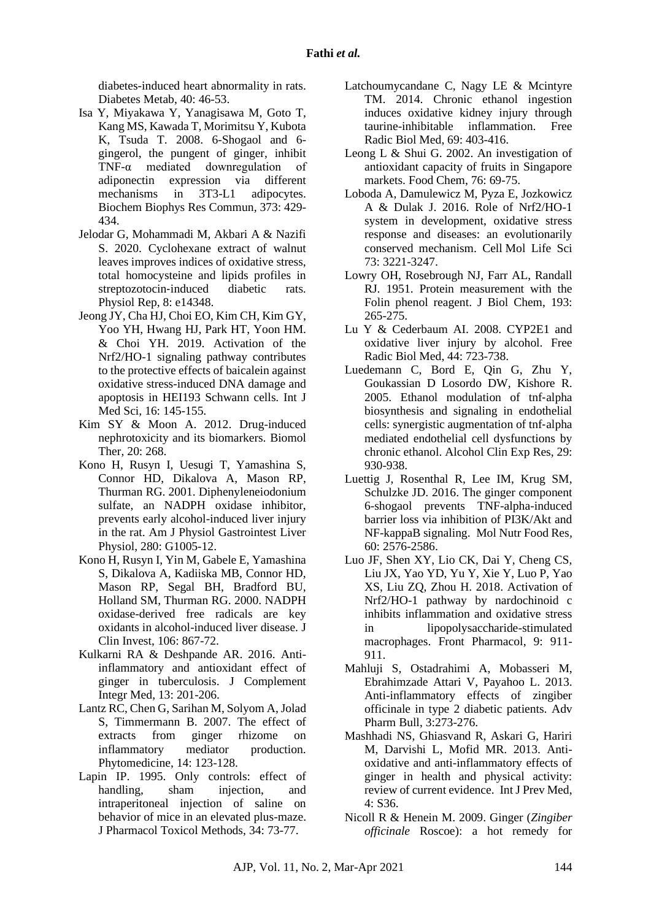diabetes-induced heart abnormality in rats. Diabetes Metab, 40: 46-53.

Isa Y, Miyakawa Y, Yanagisawa M, Goto T, Kang MS, Kawada T, Morimitsu Y, Kubota K, Tsuda T. 2008. 6-Shogaol and 6-gingerol, the pungent of ginger, inhibit TNF-α mediated downregulation of adiponectin expression via different mechanisms in 3T3-L1 adipocytes. Biochem Biophys Res Commun, 373: 429-434.

Jelodar G, Mohammadi M, Akbari A & Nazifi S. 2020. Cyclohexane extract of walnut leaves improves indices of oxidative stress, total homocysteine and lipids profiles in streptozotocin-induced diabetic rats. Physiol Rep, 8: e14348.

Jeong JY, Cha HJ, Choi EO, Kim CH, Kim GY, Yoo YH, Hwang HJ, Park HT, Yoon HM. & Choi YH. 2019. Activation of the Nrf2/HO-1 signaling pathway contributes to the protective effects of baicalein against oxidative stress-induced DNA damage and apoptosis in HEI193 Schwann cells. Int J Med Sci, 16: 145-155.

Kim SY & Moon A. 2012. Drug-induced nephrotoxicity and its biomarkers. Biomol Ther, 20: 268.

Kono H, Rusyn I, Uesugi T, Yamashina S, Connor HD, Dikalova A, Mason RP, Thurman RG. 2001. Diphenyleneiodonium sulfate, an NADPH oxidase inhibitor, prevents early alcohol-induced liver injury in the rat. Am J Physiol Gastrointest Liver Physiol, 280: G1005-12.

Kono H, Rusyn I, Yin M, Gabele E, Yamashina S, Dikalova A, Kadiiska MB, Connor HD, Mason RP, Segal BH, Bradford BU, Holland SM, Thurman RG. 2000. NADPH oxidase-derived free radicals are key oxidants in alcohol-induced liver disease. J Clin Invest, 106: 867-72.

Kulkarni RA & Deshpande AR. 2016. Anti-inflammatory and antioxidant effect of ginger in tuberculosis. J Complement Integr Med, 13: 201-206.

Lantz RC, Chen G, Sarihan M, Solyom A, Jolad S, Timmermann B. 2007. The effect of extracts from ginger rhizome on inflammatory mediator production. Phytomedicine, 14: 123-128.

Lapin IP. 1995. Only controls: effect of handling, sham injection, and intraperitoneal injection of saline on behavior of mice in an elevated plus-maze. J Pharmacol Toxicol Methods, 34: 73-77.

Latchoumycandane C, Nagy LE & Mcintyre TM. 2014. Chronic ethanol ingestion induces oxidative kidney injury through taurine-inhibitable inflammation. Free Radic Biol Med, 69: 403-416.

Leong L & Shui G. 2002. An investigation of antioxidant capacity of fruits in Singapore markets. Food Chem, 76: 69-75.

Loboda A, Damulewicz M, Pyza E, Jozkowicz A & Dulak J. 2016. Role of Nrf2/HO-1 system in development, oxidative stress response and diseases: an evolutionarily conserved mechanism. Cell Mol Life Sci 73: 3221-3247.

Lowry OH, Rosebrough NJ, Farr AL, Randall RJ. 1951. Protein measurement with the Folin phenol reagent. J Biol Chem, 193: 265-275.

Lu Y & Cederbaum AI. 2008. CYP2E1 and oxidative liver injury by alcohol. Free Radic Biol Med, 44: 723-738.

Luedemann C, Bord E, Qin G, Zhu Y, Goukassian D Losordo DW, Kishore R. 2005. Ethanol modulation of tnf‐alpha biosynthesis and signaling in endothelial cells: synergistic augmentation of tnf‐alpha mediated endothelial cell dysfunctions by chronic ethanol. Alcohol Clin Exp Res, 29: 930-938.

Luettig J, Rosenthal R, Lee IM, Krug SM, Schulzke JD. 2016. The ginger component 6-shogaol prevents TNF-alpha-induced barrier loss via inhibition of PI3K/Akt and NF-kappaB signaling. Mol Nutr Food Res, 60: 2576-2586.

Luo JF, Shen XY, Lio CK, Dai Y, Cheng CS, Liu JX, Yao YD, Yu Y, Xie Y, Luo P, Yao XS, Liu ZQ, Zhou H. 2018. Activation of Nrf2/HO-1 pathway by nardochinoid c inhibits inflammation and oxidative stress in lipopolysaccharide-stimulated macrophages. Front Pharmacol, 9: 911-911.

Mahluji S, Ostadrahimi A, Mobasseri M, Ebrahimzade Attari V, Payahoo L. 2013. Anti-inflammatory effects of zingiber officinale in type 2 diabetic patients. Adv Pharm Bull, 3:273-276.

Mashhadi NS, Ghiasvand R, Askari G, Hariri M, Darvishi L, Mofid MR. 2013. Anti-oxidative and anti-inflammatory effects of ginger in health and physical activity: review of current evidence. Int J Prev Med, 4: S36.

Nicoll R & Henein M. 2009. Ginger (*Zingiber officinale* Roscoe): a hot remedy for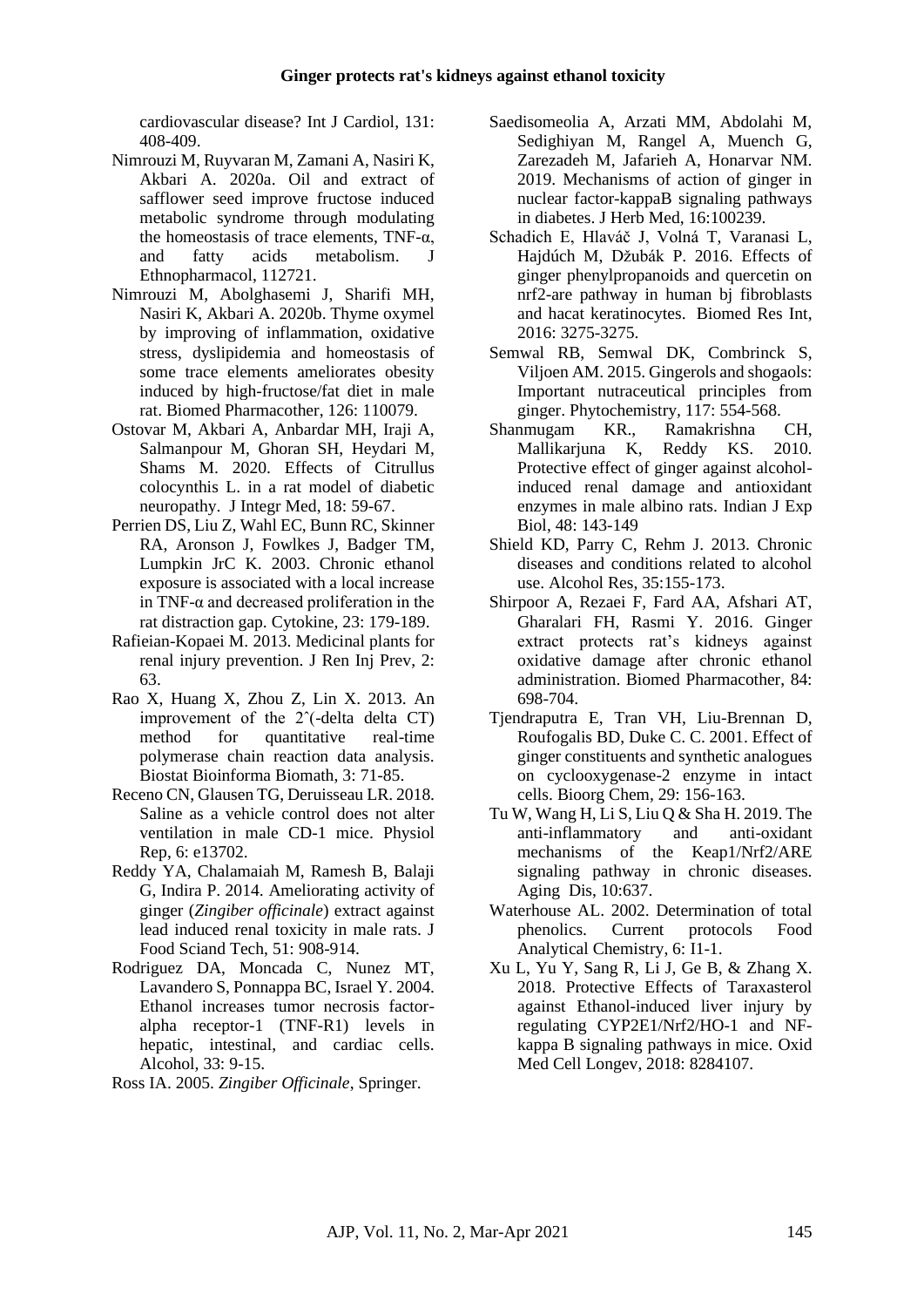cardiovascular disease? Int J Cardiol, 131: 408-409.

Nimrouzi M, Ruyvaran M, Zamani A, Nasiri K, Akbari A. 2020a. Oil and extract of safflower seed improve fructose induced metabolic syndrome through modulating the homeostasis of trace elements, TNF-α, and fatty acids metabolism. J Ethnopharmacol, 112721.

Nimrouzi M, Abolghasemi J, Sharifi MH, Nasiri K, Akbari A. 2020b. Thyme oxymel by improving of inflammation, oxidative stress, dyslipidemia and homeostasis of some trace elements ameliorates obesity induced by high-fructose/fat diet in male rat. Biomed Pharmacother, 126: 110079.

Ostovar M, Akbari A, Anbardar MH, Iraji A, Salmanpour M, Ghoran SH, Heydari M, Shams M. 2020. Effects of Citrullus colocynthis L. in a rat model of diabetic neuropathy. J Integr Med, 18: 59-67.

Perrien DS, Liu Z, Wahl EC, Bunn RC, Skinner RA, Aronson J, Fowlkes J, Badger TM, Lumpkin JrC K. 2003. Chronic ethanol exposure is associated with a local increase in TNF-α and decreased proliferation in the rat distraction gap. Cytokine, 23: 179-189.

Rafieian-Kopaei M. 2013. Medicinal plants for renal injury prevention. J Ren Inj Prev, 2: 63.

Rao X, Huang X, Zhou Z, Lin X. 2013. An improvement of the 2ˆ(-delta delta CT) method for quantitative real-time polymerase chain reaction data analysis. Biostat Bioinforma Biomath, 3: 71-85.

Receno CN, Glausen TG, Deruisseau LR. 2018. Saline as a vehicle control does not alter ventilation in male CD-1 mice. Physiol Rep, 6: e13702.

Reddy YA, Chalamaiah M, Ramesh B, Balaji G, Indira P. 2014. Ameliorating activity of ginger (*Zingiber officinale*) extract against lead induced renal toxicity in male rats. J Food Sciand Tech, 51: 908-914.

Rodriguez DA, Moncada C, Nunez MT, Lavandero S, Ponnappa BC, Israel Y. 2004. Ethanol increases tumor necrosis factor-alpha receptor-1 (TNF-R1) levels in hepatic, intestinal, and cardiac cells. Alcohol, 33: 9-15.

Ross IA. 2005. *Zingiber Officinale*, Springer.

Saedisomeolia A, Arzati MM, Abdolahi M, Sedighiyan M, Rangel A, Muench G, Zarezadeh M, Jafarieh A, Honarvar NM. 2019. Mechanisms of action of ginger in nuclear factor-kappaB signaling pathways in diabetes. J Herb Med, 16:100239.

Schadich E, Hlaváč J, Volná T, Varanasi L, Hajdúch M, Džubák P. 2016. Effects of ginger phenylpropanoids and quercetin on nrf2-are pathway in human bj fibroblasts and hacat keratinocytes. Biomed Res Int, 2016: 3275-3275.

Semwal RB, Semwal DK, Combrinck S, Viljoen AM. 2015. Gingerols and shogaols: Important nutraceutical principles from ginger. Phytochemistry, 117: 554-568.

Shanmugam KR., Ramakrishna CH, Mallikarjuna K, Reddy KS. 2010. Protective effect of ginger against alcohol-induced renal damage and antioxidant enzymes in male albino rats. Indian J Exp Biol, 48: 143-149

Shield KD, Parry C, Rehm J. 2013. Chronic diseases and conditions related to alcohol use. Alcohol Res, 35:155-173.

Shirpoor A, Rezaei F, Fard AA, Afshari AT, Gharalari FH, Rasmi Y. 2016. Ginger extract protects rat's kidneys against oxidative damage after chronic ethanol administration. Biomed Pharmacother, 84: 698-704.

Tjendraputra E, Tran VH, Liu-Brennan D, Roufogalis BD, Duke C. C. 2001. Effect of ginger constituents and synthetic analogues on cyclooxygenase-2 enzyme in intact cells. Bioorg Chem, 29: 156-163.

Tu W, Wang H, Li S, Liu Q & Sha H. 2019. The anti-inflammatory and anti-oxidant mechanisms of the Keap1/Nrf2/ARE signaling pathway in chronic diseases. Aging Dis, 10:637.

Waterhouse AL. 2002. Determination of total phenolics. Current protocols Food Analytical Chemistry, 6: I1-1.

Xu L, Yu Y, Sang R, Li J, Ge B, & Zhang X. 2018. Protective Effects of Taraxasterol against Ethanol-induced liver injury by regulating CYP2E1/Nrf2/HO-1 and NF-kappa B signaling pathways in mice. Oxid Med Cell Longev, 2018: 8284107.